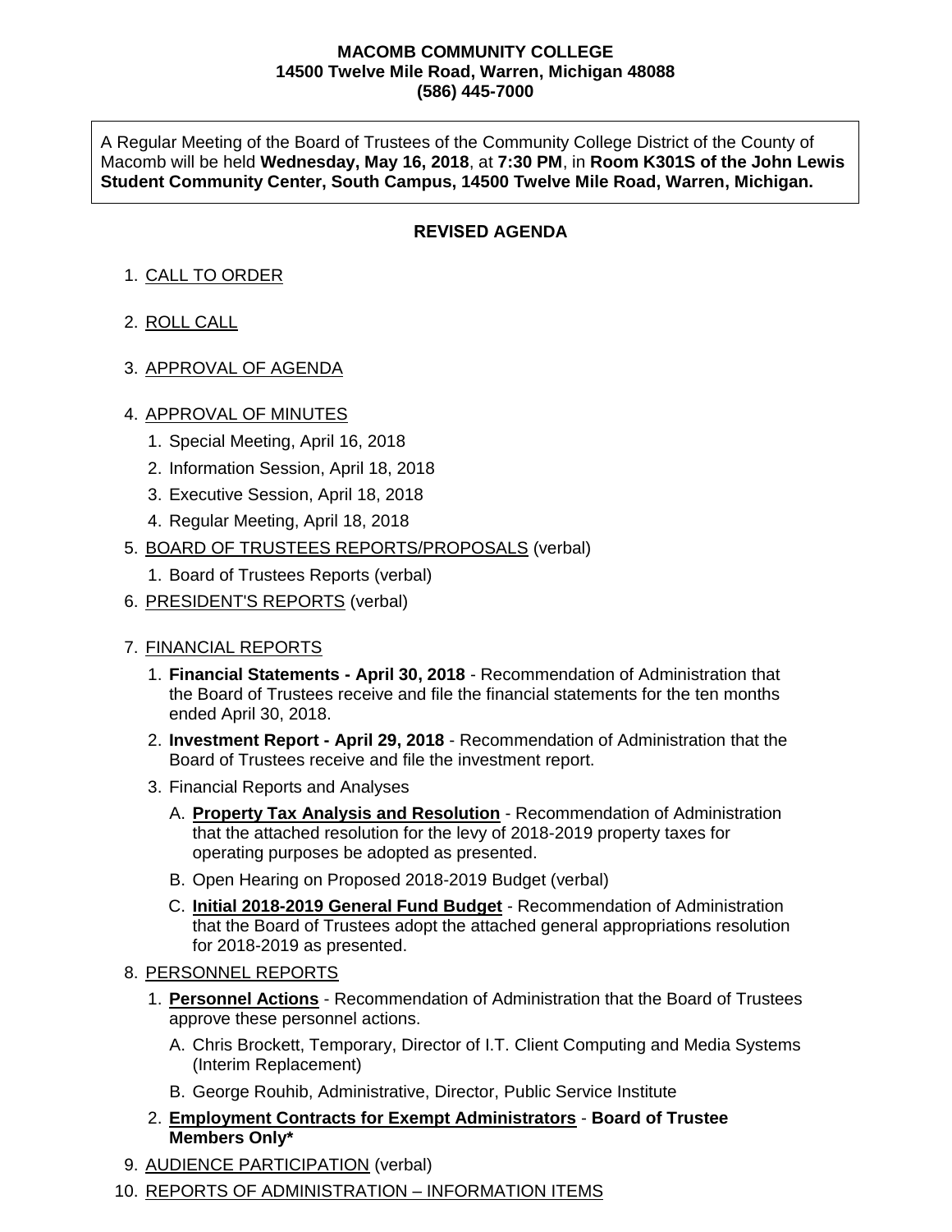**MACOMB COMMUNITY COLLEGE**
**14500 Twelve Mile Road, Warren, Michigan 48088**
**(586) 445-7000**

A Regular Meeting of the Board of Trustees of the Community College District of the County of Macomb will be held **Wednesday, May 16, 2018**, at **7:30 PM**, in **Room K301S of the John Lewis Student Community Center, South Campus, 14500 Twelve Mile Road, Warren, Michigan.**

## REVISED AGENDA

1. CALL TO ORDER
2. ROLL CALL
3. APPROVAL OF AGENDA
4. APPROVAL OF MINUTES
    1. Special Meeting, April 16, 2018
    2. Information Session, April 18, 2018
    3. Executive Session, April 18, 2018
    4. Regular Meeting, April 18, 2018
5. BOARD OF TRUSTEES REPORTS/PROPOSALS (verbal)
    1. Board of Trustees Reports (verbal)
6. PRESIDENT'S REPORTS (verbal)
7. FINANCIAL REPORTS
    1. **Financial Statements - April 30, 2018** - Recommendation of Administration that the Board of Trustees receive and file the financial statements for the ten months ended April 30, 2018.
    2. **Investment Report - April 29, 2018** - Recommendation of Administration that the Board of Trustees receive and file the investment report.
    3. Financial Reports and Analyses
        - A. **Property Tax Analysis and Resolution** - Recommendation of Administration that the attached resolution for the levy of 2018-2019 property taxes for operating purposes be adopted as presented.
        - B. Open Hearing on Proposed 2018-2019 Budget (verbal)
        - C. **Initial 2018-2019 General Fund Budget** - Recommendation of Administration that the Board of Trustees adopt the attached general appropriations resolution for 2018-2019 as presented.
8. PERSONNEL REPORTS
    1. **Personnel Actions** - Recommendation of Administration that the Board of Trustees approve these personnel actions.
        - A. Chris Brockett, Temporary, Director of I.T. Client Computing and Media Systems (Interim Replacement)
        - B. George Rouhib, Administrative, Director, Public Service Institute
    2. **Employment Contracts for Exempt Administrators** - **Board of Trustee Members Only***
9. AUDIENCE PARTICIPATION (verbal)
10. REPORTS OF ADMINISTRATION – INFORMATION ITEMS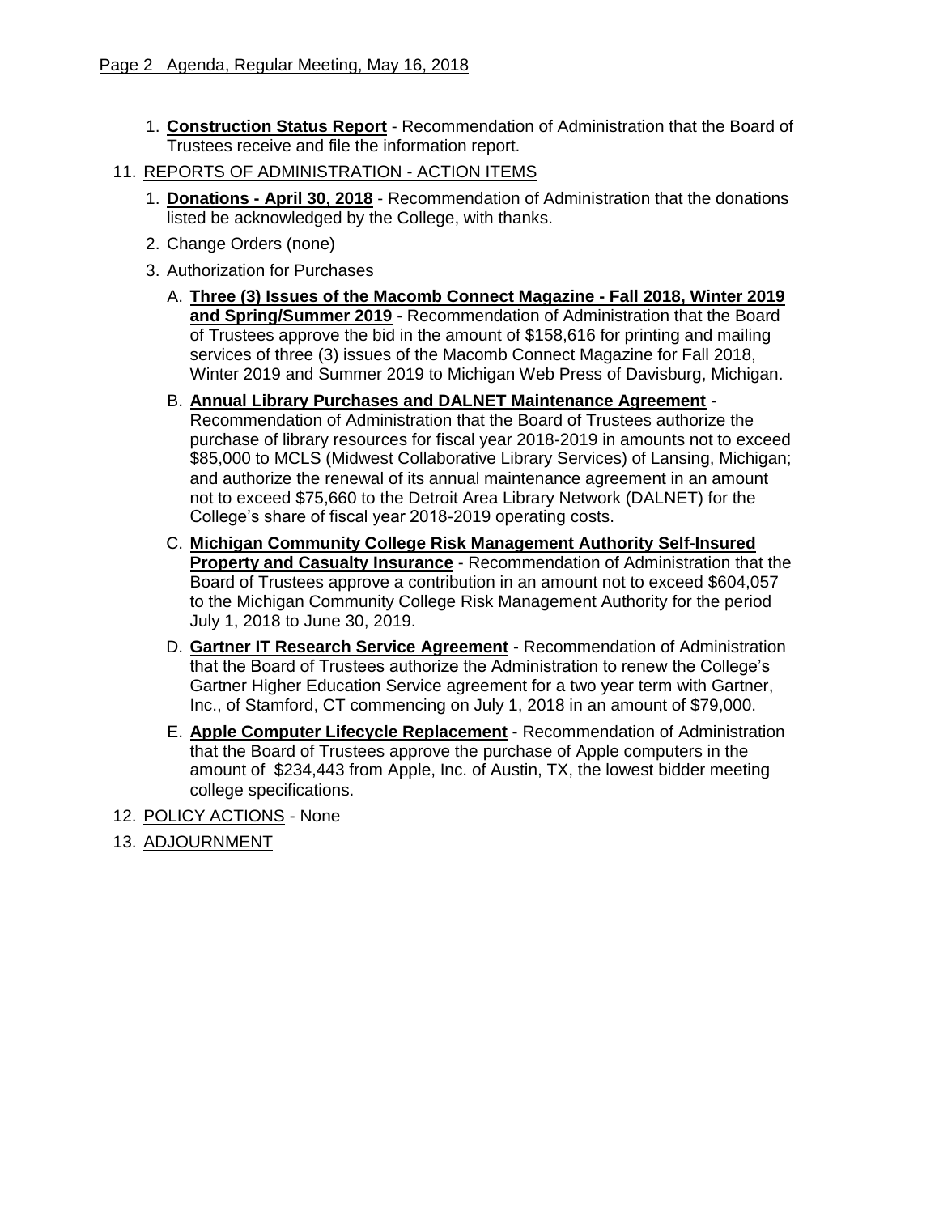1. **Construction Status Report** - Recommendation of Administration that the Board of Trustees receive and file the information report.

11. REPORTS OF ADMINISTRATION - ACTION ITEMS

    1. **Donations - April 30, 2018** - Recommendation of Administration that the donations listed be acknowledged by the College, with thanks.
    2. Change Orders (none)
    3. Authorization for Purchases

       A. **Three (3) Issues of the Macomb Connect Magazine - Fall 2018, Winter 2019 and Spring/Summer 2019** - Recommendation of Administration that the Board of Trustees approve the bid in the amount of $158,616 for printing and mailing services of three (3) issues of the Macomb Connect Magazine for Fall 2018, Winter 2019 and Summer 2019 to Michigan Web Press of Davisburg, Michigan.

       B. **Annual Library Purchases and DALNET Maintenance Agreement** - Recommendation of Administration that the Board of Trustees authorize the purchase of library resources for fiscal year 2018-2019 in amounts not to exceed $85,000 to MCLS (Midwest Collaborative Library Services) of Lansing, Michigan; and authorize the renewal of its annual maintenance agreement in an amount not to exceed $75,660 to the Detroit Area Library Network (DALNET) for the College's share of fiscal year 2018-2019 operating costs.

       C. **Michigan Community College Risk Management Authority Self-Insured Property and Casualty Insurance** - Recommendation of Administration that the Board of Trustees approve a contribution in an amount not to exceed $604,057 to the Michigan Community College Risk Management Authority for the period July 1, 2018 to June 30, 2019.

       D. **Gartner IT Research Service Agreement** - Recommendation of Administration that the Board of Trustees authorize the Administration to renew the College's Gartner Higher Education Service agreement for a two year term with Gartner, Inc., of Stamford, CT commencing on July 1, 2018 in an amount of $79,000.

       E. **Apple Computer Lifecycle Replacement** - Recommendation of Administration that the Board of Trustees approve the purchase of Apple computers in the amount of $234,443 from Apple, Inc. of Austin, TX, the lowest bidder meeting college specifications.

12. POLICY ACTIONS - None

13. ADJOURNMENT